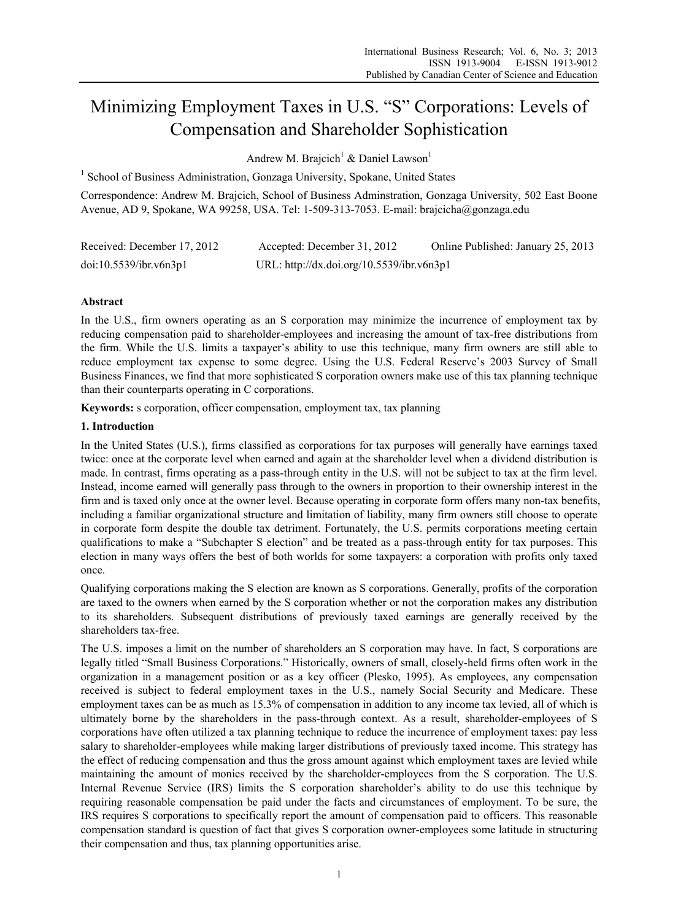# Minimizing Employment Taxes in U.S. "S" Corporations: Levels of Compensation and Shareholder Sophistication

Andrew M. Brajcich[1] & Daniel Lawson[1]

[1] School of Business Administration, Gonzaga University, Spokane, United States

Correspondence: Andrew M. Brajcich, School of Business Adminstration, Gonzaga University, 502 East Boone Avenue, AD 9, Spokane, WA 99258, USA. Tel: 1-509-313-7053. E-mail: brajcicha@gonzaga.edu

Received: December 17, 2012 Accepted: December 31, 2012 Online Published: January 25, 2013

doi:10.5539/ibr.v6n3p1 URL: http://dx.doi.org/10.5539/ibr.v6n3p1

## Abstract

In the U.S., firm owners operating as an S corporation may minimize the incurrence of employment tax by reducing compensation paid to shareholder-employees and increasing the amount of tax-free distributions from the firm. While the U.S. limits a taxpayer's ability to use this technique, many firm owners are still able to reduce employment tax expense to some degree. Using the U.S. Federal Reserve's 2003 Survey of Small Business Finances, we find that more sophisticated S corporation owners make use of this tax planning technique than their counterparts operating in C corporations.

**Keywords:** s corporation, officer compensation, employment tax, tax planning

## 1. Introduction

In the United States (U.S.), firms classified as corporations for tax purposes will generally have earnings taxed twice: once at the corporate level when earned and again at the shareholder level when a dividend distribution is made. In contrast, firms operating as a pass-through entity in the U.S. will not be subject to tax at the firm level. Instead, income earned will generally pass through to the owners in proportion to their ownership interest in the firm and is taxed only once at the owner level. Because operating in corporate form offers many non-tax benefits, including a familiar organizational structure and limitation of liability, many firm owners still choose to operate in corporate form despite the double tax detriment. Fortunately, the U.S. permits corporations meeting certain qualifications to make a "Subchapter S election" and be treated as a pass-through entity for tax purposes. This election in many ways offers the best of both worlds for some taxpayers: a corporation with profits only taxed once.

Qualifying corporations making the S election are known as S corporations. Generally, profits of the corporation are taxed to the owners when earned by the S corporation whether or not the corporation makes any distribution to its shareholders. Subsequent distributions of previously taxed earnings are generally received by the shareholders tax-free.

The U.S. imposes a limit on the number of shareholders an S corporation may have. In fact, S corporations are legally titled "Small Business Corporations." Historically, owners of small, closely-held firms often work in the organization in a management position or as a key officer (Plesko, 1995). As employees, any compensation received is subject to federal employment taxes in the U.S., namely Social Security and Medicare. These employment taxes can be as much as 15.3% of compensation in addition to any income tax levied, all of which is ultimately borne by the shareholders in the pass-through context. As a result, shareholder-employees of S corporations have often utilized a tax planning technique to reduce the incurrence of employment taxes: pay less salary to shareholder-employees while making larger distributions of previously taxed income. This strategy has the effect of reducing compensation and thus the gross amount against which employment taxes are levied while maintaining the amount of monies received by the shareholder-employees from the S corporation. The U.S. Internal Revenue Service (IRS) limits the S corporation shareholder's ability to do use this technique by requiring reasonable compensation be paid under the facts and circumstances of employment. To be sure, the IRS requires S corporations to specifically report the amount of compensation paid to officers. This reasonable compensation standard is question of fact that gives S corporation owner-employees some latitude in structuring their compensation and thus, tax planning opportunities arise.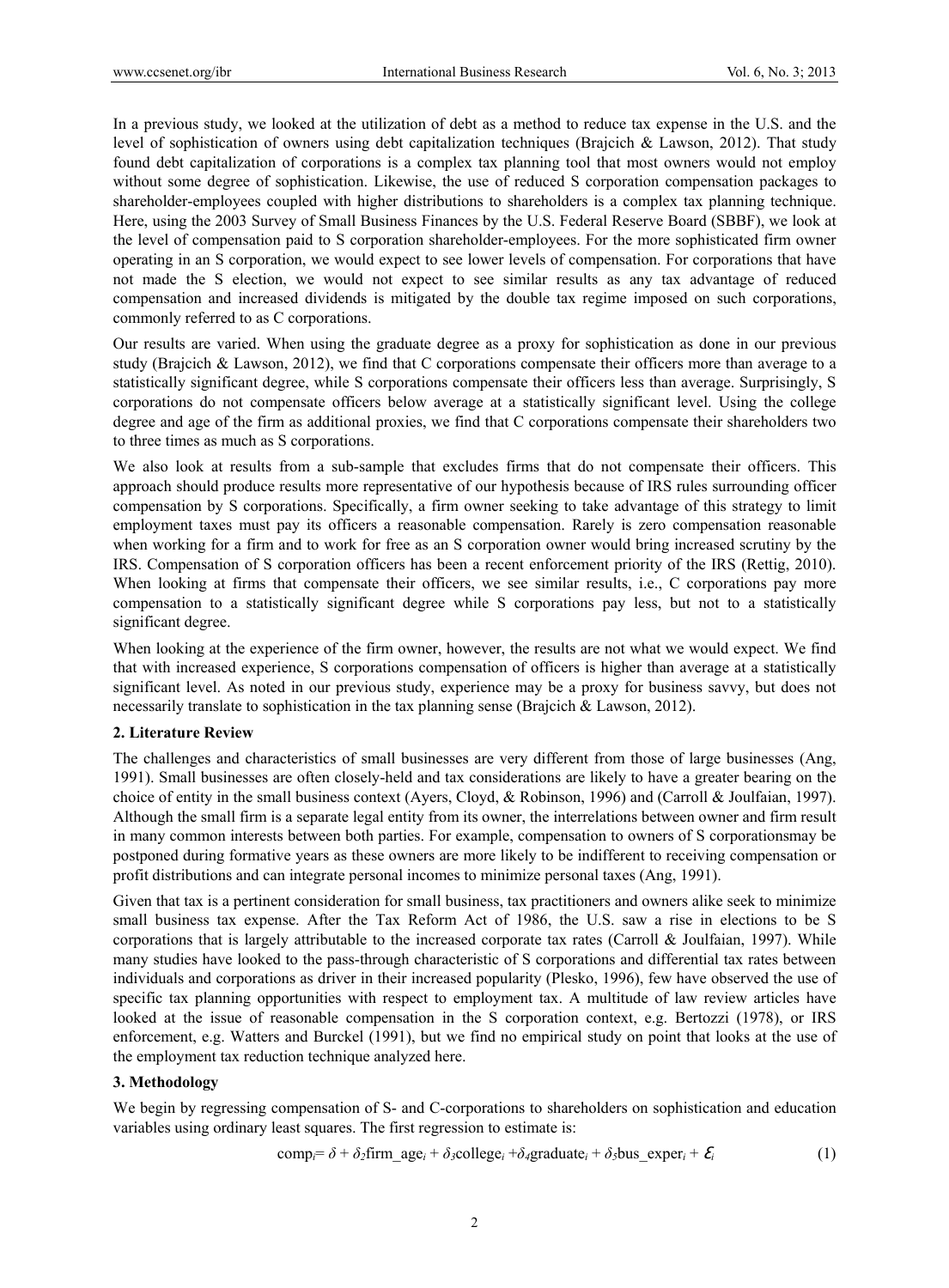In a previous study, we looked at the utilization of debt as a method to reduce tax expense in the U.S. and the level of sophistication of owners using debt capitalization techniques (Brajcich & Lawson, 2012). That study found debt capitalization of corporations is a complex tax planning tool that most owners would not employ without some degree of sophistication. Likewise, the use of reduced S corporation compensation packages to shareholder-employees coupled with higher distributions to shareholders is a complex tax planning technique. Here, using the 2003 Survey of Small Business Finances by the U.S. Federal Reserve Board (SBBF), we look at the level of compensation paid to S corporation shareholder-employees. For the more sophisticated firm owner operating in an S corporation, we would expect to see lower levels of compensation. For corporations that have not made the S election, we would not expect to see similar results as any tax advantage of reduced compensation and increased dividends is mitigated by the double tax regime imposed on such corporations, commonly referred to as C corporations.

Our results are varied. When using the graduate degree as a proxy for sophistication as done in our previous study (Brajcich & Lawson, 2012), we find that C corporations compensate their officers more than average to a statistically significant degree, while S corporations compensate their officers less than average. Surprisingly, S corporations do not compensate officers below average at a statistically significant level. Using the college degree and age of the firm as additional proxies, we find that C corporations compensate their shareholders two to three times as much as S corporations.

We also look at results from a sub-sample that excludes firms that do not compensate their officers. This approach should produce results more representative of our hypothesis because of IRS rules surrounding officer compensation by S corporations. Specifically, a firm owner seeking to take advantage of this strategy to limit employment taxes must pay its officers a reasonable compensation. Rarely is zero compensation reasonable when working for a firm and to work for free as an S corporation owner would bring increased scrutiny by the IRS. Compensation of S corporation officers has been a recent enforcement priority of the IRS (Rettig, 2010). When looking at firms that compensate their officers, we see similar results, i.e., C corporations pay more compensation to a statistically significant degree while S corporations pay less, but not to a statistically significant degree.

When looking at the experience of the firm owner, however, the results are not what we would expect. We find that with increased experience, S corporations compensation of officers is higher than average at a statistically significant level. As noted in our previous study, experience may be a proxy for business savvy, but does not necessarily translate to sophistication in the tax planning sense (Brajcich & Lawson, 2012).

## 2. Literature Review

The challenges and characteristics of small businesses are very different from those of large businesses (Ang, 1991). Small businesses are often closely-held and tax considerations are likely to have a greater bearing on the choice of entity in the small business context (Ayers, Cloyd, & Robinson, 1996) and (Carroll & Joulfaian, 1997). Although the small firm is a separate legal entity from its owner, the interrelations between owner and firm result in many common interests between both parties. For example, compensation to owners of S corporationsmay be postponed during formative years as these owners are more likely to be indifferent to receiving compensation or profit distributions and can integrate personal incomes to minimize personal taxes (Ang, 1991).

Given that tax is a pertinent consideration for small business, tax practitioners and owners alike seek to minimize small business tax expense. After the Tax Reform Act of 1986, the U.S. saw a rise in elections to be S corporations that is largely attributable to the increased corporate tax rates (Carroll & Joulfaian, 1997). While many studies have looked to the pass-through characteristic of S corporations and differential tax rates between individuals and corporations as driver in their increased popularity (Plesko, 1996), few have observed the use of specific tax planning opportunities with respect to employment tax. A multitude of law review articles have looked at the issue of reasonable compensation in the S corporation context, e.g. Bertozzi (1978), or IRS enforcement, e.g. Watters and Burckel (1991), but we find no empirical study on point that looks at the use of the employment tax reduction technique analyzed here.

## 3. Methodology

We begin by regressing compensation of S- and C-corporations to shareholders on sophistication and education variables using ordinary least squares. The first regression to estimate is:

$$\text{comp}_i = \delta + \delta_2 \text{firm\_age}_i + \delta_3 \text{college}_i + \delta_4 \text{graduate}_i + \delta_5 \text{bus\_exper}_i + \varepsilon_i \tag{1}$$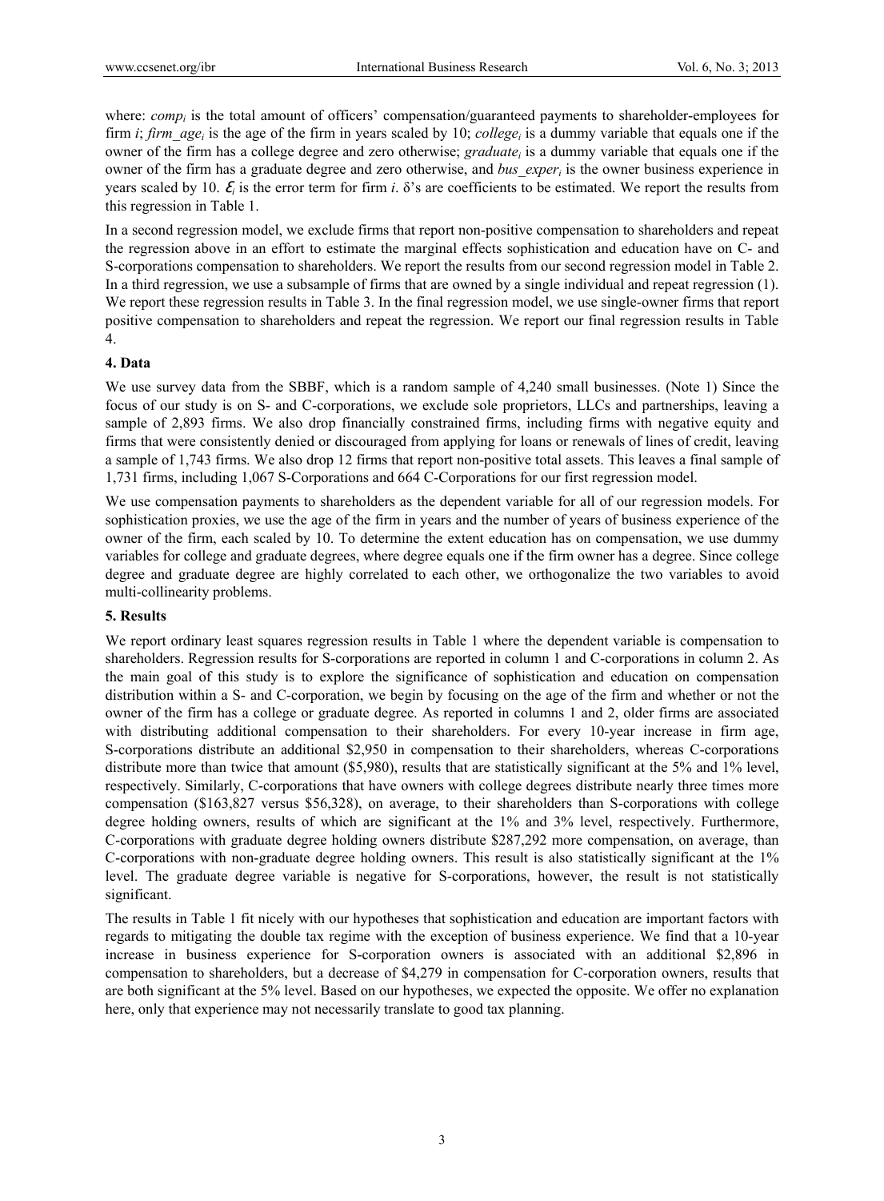where: $comp_i$ is the total amount of officers' compensation/guaranteed payments to shareholder-employees for firm $i$; $firm\_age_i$ is the age of the firm in years scaled by 10; $college_i$ is a dummy variable that equals one if the owner of the firm has a college degree and zero otherwise; $graduate_i$ is a dummy variable that equals one if the owner of the firm has a graduate degree and zero otherwise, and $bus\_exper_i$ is the owner business experience in years scaled by 10. $\varepsilon_i$ is the error term for firm $i$. δ's are coefficients to be estimated. We report the results from this regression in Table 1.

In a second regression model, we exclude firms that report non-positive compensation to shareholders and repeat the regression above in an effort to estimate the marginal effects sophistication and education have on C- and S-corporations compensation to shareholders. We report the results from our second regression model in Table 2. In a third regression, we use a subsample of firms that are owned by a single individual and repeat regression (1). We report these regression results in Table 3. In the final regression model, we use single-owner firms that report positive compensation to shareholders and repeat the regression. We report our final regression results in Table 4.

## 4. Data

We use survey data from the SBBF, which is a random sample of 4,240 small businesses. (Note 1) Since the focus of our study is on S- and C-corporations, we exclude sole proprietors, LLCs and partnerships, leaving a sample of 2,893 firms. We also drop financially constrained firms, including firms with negative equity and firms that were consistently denied or discouraged from applying for loans or renewals of lines of credit, leaving a sample of 1,743 firms. We also drop 12 firms that report non-positive total assets. This leaves a final sample of 1,731 firms, including 1,067 S-Corporations and 664 C-Corporations for our first regression model.

We use compensation payments to shareholders as the dependent variable for all of our regression models. For sophistication proxies, we use the age of the firm in years and the number of years of business experience of the owner of the firm, each scaled by 10. To determine the extent education has on compensation, we use dummy variables for college and graduate degrees, where degree equals one if the firm owner has a degree. Since college degree and graduate degree are highly correlated to each other, we orthogonalize the two variables to avoid multi-collinearity problems.

## 5. Results

We report ordinary least squares regression results in Table 1 where the dependent variable is compensation to shareholders. Regression results for S-corporations are reported in column 1 and C-corporations in column 2. As the main goal of this study is to explore the significance of sophistication and education on compensation distribution within a S- and C-corporation, we begin by focusing on the age of the firm and whether or not the owner of the firm has a college or graduate degree. As reported in columns 1 and 2, older firms are associated with distributing additional compensation to their shareholders. For every 10-year increase in firm age, S-corporations distribute an additional \$2,950 in compensation to their shareholders, whereas C-corporations distribute more than twice that amount (\$5,980), results that are statistically significant at the 5% and 1% level, respectively. Similarly, C-corporations that have owners with college degrees distribute nearly three times more compensation (\$163,827 versus \$56,328), on average, to their shareholders than S-corporations with college degree holding owners, results of which are significant at the 1% and 3% level, respectively. Furthermore, C-corporations with graduate degree holding owners distribute \$287,292 more compensation, on average, than C-corporations with non-graduate degree holding owners. This result is also statistically significant at the 1% level. The graduate degree variable is negative for S-corporations, however, the result is not statistically significant.

The results in Table 1 fit nicely with our hypotheses that sophistication and education are important factors with regards to mitigating the double tax regime with the exception of business experience. We find that a 10-year increase in business experience for S-corporation owners is associated with an additional \$2,896 in compensation to shareholders, but a decrease of \$4,279 in compensation for C-corporation owners, results that are both significant at the 5% level. Based on our hypotheses, we expected the opposite. We offer no explanation here, only that experience may not necessarily translate to good tax planning.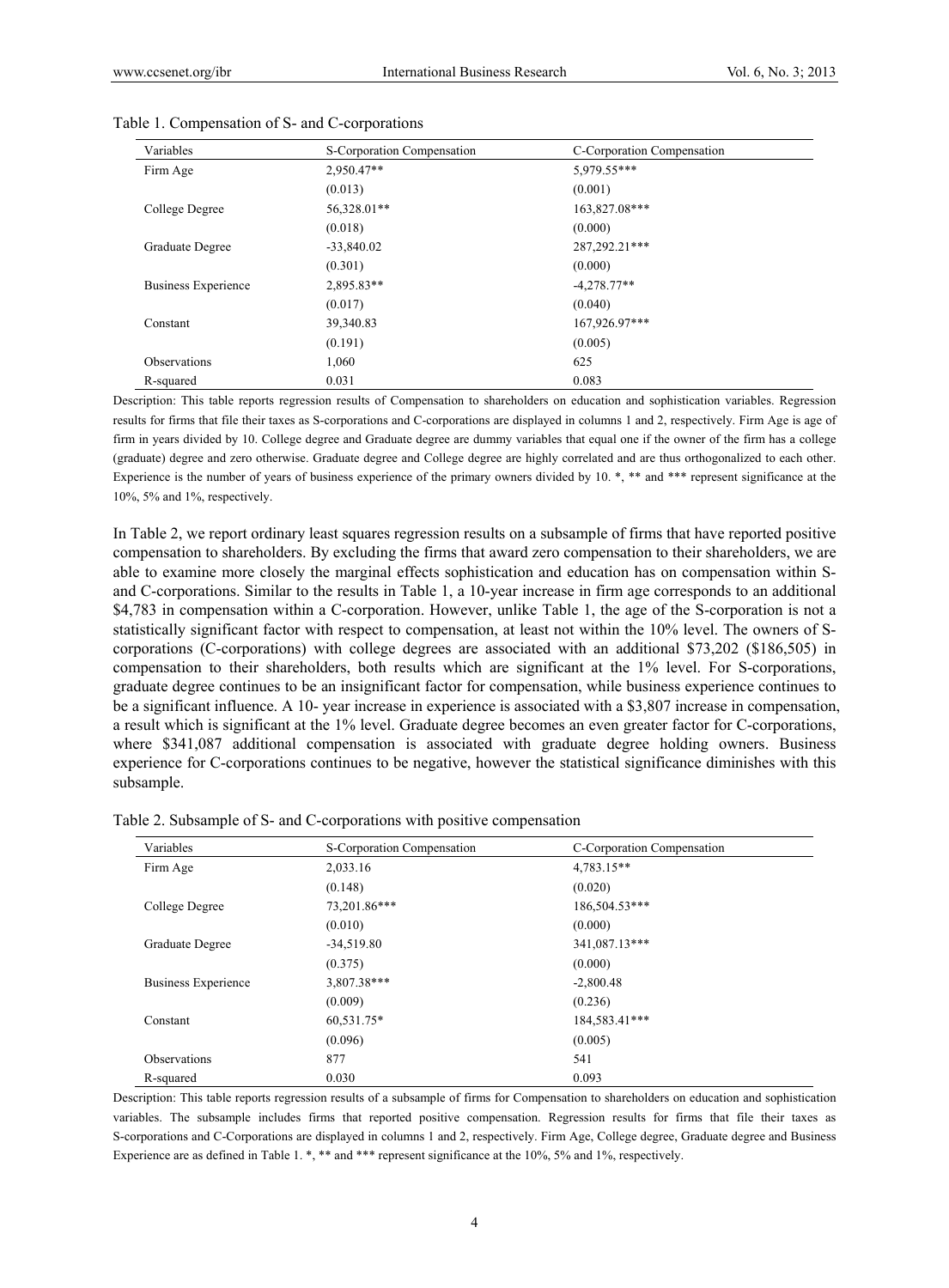Table 1. Compensation of S- and C-corporations

| Variables | S-Corporation Compensation | C-Corporation Compensation |
|---|---|---|
| Firm Age | 2,950.47** | 5,979.55*** |
| | (0.013) | (0.001) |
| College Degree | 56,328.01** | 163,827.08*** |
| | (0.018) | (0.000) |
| Graduate Degree | -33,840.02 | 287,292.21*** |
| | (0.301) | (0.000) |
| Business Experience | 2,895.83** | -4,278.77** |
| | (0.017) | (0.040) |
| Constant | 39,340.83 | 167,926.97*** |
| | (0.191) | (0.005) |
| Observations | 1,060 | 625 |
| R-squared | 0.031 | 0.083 |

Description: This table reports regression results of Compensation to shareholders on education and sophistication variables. Regression results for firms that file their taxes as S-corporations and C-corporations are displayed in columns 1 and 2, respectively. Firm Age is age of firm in years divided by 10. College degree and Graduate degree are dummy variables that equal one if the owner of the firm has a college (graduate) degree and zero otherwise. Graduate degree and College degree are highly correlated and are thus orthogonalized to each other. Experience is the number of years of business experience of the primary owners divided by 10. *, ** and *** represent significance at the 10%, 5% and 1%, respectively.

In Table 2, we report ordinary least squares regression results on a subsample of firms that have reported positive compensation to shareholders. By excluding the firms that award zero compensation to their shareholders, we are able to examine more closely the marginal effects sophistication and education has on compensation within S- and C-corporations. Similar to the results in Table 1, a 10-year increase in firm age corresponds to an additional $4,783 in compensation within a C-corporation. However, unlike Table 1, the age of the S-corporation is not a statistically significant factor with respect to compensation, at least not within the 10% level. The owners of S-corporations (C-corporations) with college degrees are associated with an additional $73,202 ($186,505) in compensation to their shareholders, both results which are significant at the 1% level. For S-corporations, graduate degree continues to be an insignificant factor for compensation, while business experience continues to be a significant influence. A 10- year increase in experience is associated with a $3,807 increase in compensation, a result which is significant at the 1% level. Graduate degree becomes an even greater factor for C-corporations, where $341,087 additional compensation is associated with graduate degree holding owners. Business experience for C-corporations continues to be negative, however the statistical significance diminishes with this subsample.

Table 2. Subsample of S- and C-corporations with positive compensation

| Variables | S-Corporation Compensation | C-Corporation Compensation |
|---|---|---|
| Firm Age | 2,033.16 | 4,783.15** |
| | (0.148) | (0.020) |
| College Degree | 73,201.86*** | 186,504.53*** |
| | (0.010) | (0.000) |
| Graduate Degree | -34,519.80 | 341,087.13*** |
| | (0.375) | (0.000) |
| Business Experience | 3,807.38*** | -2,800.48 |
| | (0.009) | (0.236) |
| Constant | 60,531.75* | 184,583.41*** |
| | (0.096) | (0.005) |
| Observations | 877 | 541 |
| R-squared | 0.030 | 0.093 |

Description: This table reports regression results of a subsample of firms for Compensation to shareholders on education and sophistication variables. The subsample includes firms that reported positive compensation. Regression results for firms that file their taxes as S-corporations and C-Corporations are displayed in columns 1 and 2, respectively. Firm Age, College degree, Graduate degree and Business Experience are as defined in Table 1. *, ** and *** represent significance at the 10%, 5% and 1%, respectively.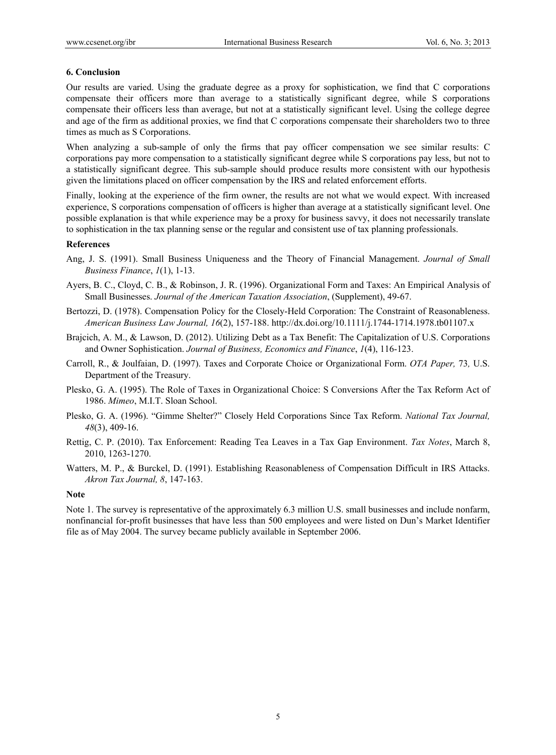## 6. Conclusion

Our results are varied. Using the graduate degree as a proxy for sophistication, we find that C corporations compensate their officers more than average to a statistically significant degree, while S corporations compensate their officers less than average, but not at a statistically significant level. Using the college degree and age of the firm as additional proxies, we find that C corporations compensate their shareholders two to three times as much as S Corporations.

When analyzing a sub-sample of only the firms that pay officer compensation we see similar results: C corporations pay more compensation to a statistically significant degree while S corporations pay less, but not to a statistically significant degree. This sub-sample should produce results more consistent with our hypothesis given the limitations placed on officer compensation by the IRS and related enforcement efforts.

Finally, looking at the experience of the firm owner, the results are not what we would expect. With increased experience, S corporations compensation of officers is higher than average at a statistically significant level. One possible explanation is that while experience may be a proxy for business savvy, it does not necessarily translate to sophistication in the tax planning sense or the regular and consistent use of tax planning professionals.

## References

Ang, J. S. (1991). Small Business Uniqueness and the Theory of Financial Management. *Journal of Small Business Finance*, *1*(1), 1-13.

Ayers, B. C., Cloyd, C. B., & Robinson, J. R. (1996). Organizational Form and Taxes: An Empirical Analysis of Small Businesses. *Journal of the American Taxation Association*, (Supplement), 49-67.

Bertozzi, D. (1978). Compensation Policy for the Closely-Held Corporation: The Constraint of Reasonableness. *American Business Law Journal, 16*(2), 157-188. http://dx.doi.org/10.1111/j.1744-1714.1978.tb01107.x

Brajcich, A. M., & Lawson, D. (2012). Utilizing Debt as a Tax Benefit: The Capitalization of U.S. Corporations and Owner Sophistication. *Journal of Business, Economics and Finance*, *1*(4), 116-123.

Carroll, R., & Joulfaian, D. (1997). Taxes and Corporate Choice or Organizational Form. *OTA Paper,* 73*,* U.S. Department of the Treasury.

Plesko, G. A. (1995). The Role of Taxes in Organizational Choice: S Conversions After the Tax Reform Act of 1986. *Mimeo*, M.I.T. Sloan School.

Plesko, G. A. (1996). "Gimme Shelter?" Closely Held Corporations Since Tax Reform. *National Tax Journal, 48*(3), 409-16.

Rettig, C. P. (2010). Tax Enforcement: Reading Tea Leaves in a Tax Gap Environment. *Tax Notes*, March 8, 2010, 1263-1270.

Watters, M. P., & Burckel, D. (1991). Establishing Reasonableness of Compensation Difficult in IRS Attacks. *Akron Tax Journal, 8*, 147-163.

## Note

Note 1. The survey is representative of the approximately 6.3 million U.S. small businesses and include nonfarm, nonfinancial for-profit businesses that have less than 500 employees and were listed on Dun's Market Identifier file as of May 2004. The survey became publicly available in September 2006.